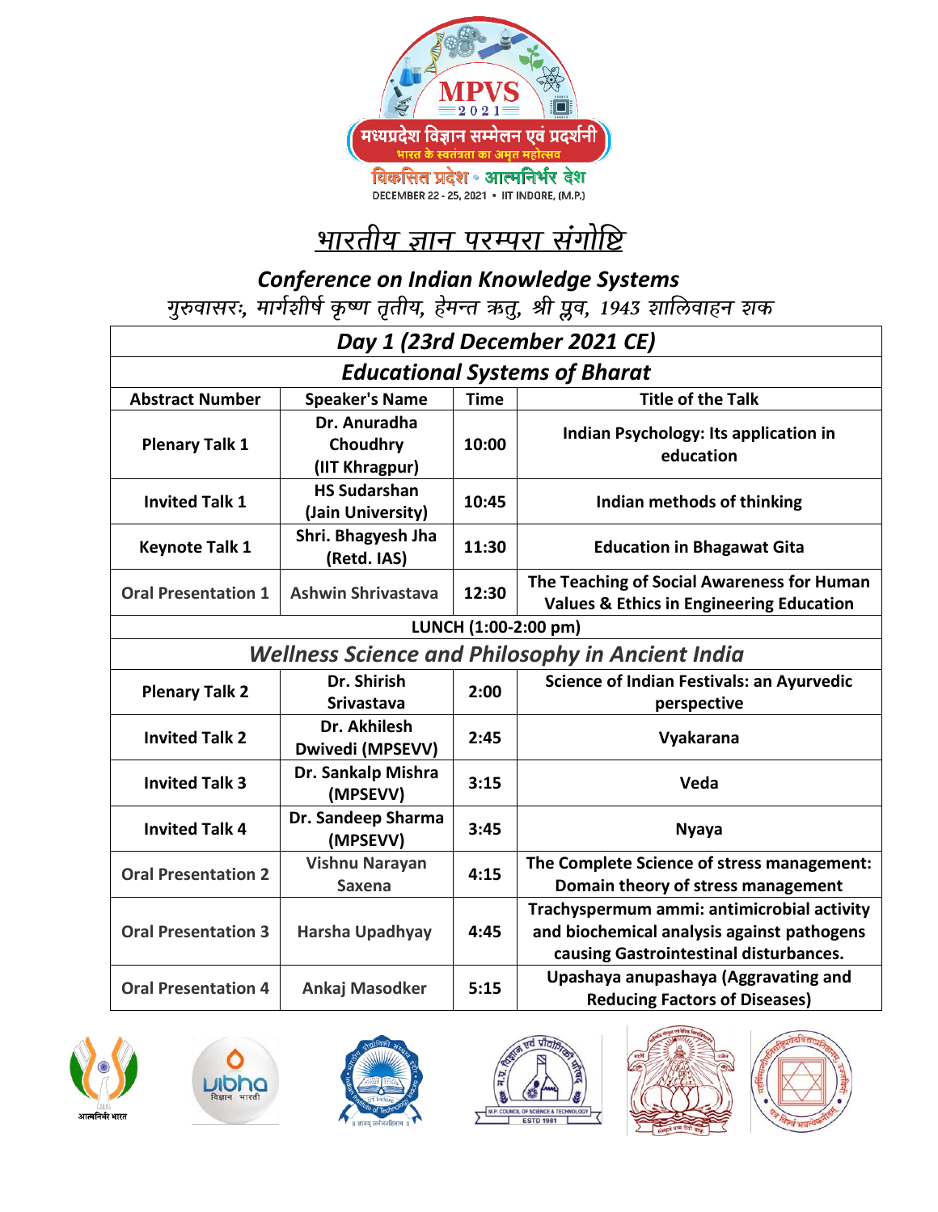MPVS 2021

मध्यप्रदेश विज्ञान सम्मेलन एवं प्रदर्शनी

भारत के स्वतंत्रता का अमृत महोत्सव

विकसित प्रदेश • आत्मनिर्भर देश

DECEMBER 22 - 25, 2021 • IIT INDORE, (M.P.)

# भारतीय ज्ञान परम्परा संगोष्टि

## *Conference on Indian Knowledge Systems*

*गुरुवासरः, मार्गशीर्ष कृष्ण तृतीय, हेमन्त ऋतु, श्री प्लव, 1943 शालिवाहन शक*

| ***Day 1 (23rd December 2021 CE)*** | | | |
|---|---|---|---|
| ***Educational Systems of Bharat*** | | | |
| **Abstract Number** | **Speaker's Name** | **Time** | **Title of the Talk** |
| **Plenary Talk 1** | **Dr. Anuradha Choudhry (IIT Khragpur)** | **10:00** | **Indian Psychology: Its application in education** |
| **Invited Talk 1** | **HS Sudarshan (Jain University)** | **10:45** | **Indian methods of thinking** |
| **Keynote Talk 1** | **Shri. Bhagyesh Jha (Retd. IAS)** | **11:30** | **Education in Bhagawat Gita** |
| **Oral Presentation 1** | **Ashwin Shrivastava** | **12:30** | **The Teaching of Social Awareness for Human Values & Ethics in Engineering Education** |
| **LUNCH (1:00-2:00 pm)** | | | |
| ***Wellness Science and Philosophy in Ancient India*** | | | |
| **Plenary Talk 2** | **Dr. Shirish Srivastava** | **2:00** | **Science of Indian Festivals: an Ayurvedic perspective** |
| **Invited Talk 2** | **Dr. Akhilesh Dwivedi (MPSEVV)** | **2:45** | **Vyakarana** |
| **Invited Talk 3** | **Dr. Sankalp Mishra (MPSEVV)** | **3:15** | **Veda** |
| **Invited Talk 4** | **Dr. Sandeep Sharma (MPSEVV)** | **3:45** | **Nyaya** |
| **Oral Presentation 2** | **Vishnu Narayan Saxena** | **4:15** | **The Complete Science of stress management: Domain theory of stress management** |
| **Oral Presentation 3** | **Harsha Upadhyay** | **4:45** | **Trachyspermum ammi: antimicrobial activity and biochemical analysis against pathogens causing Gastrointestinal disturbances.** |
| **Oral Presentation 4** | **Ankaj Masodker** | **5:15** | **Upashaya anupashaya (Aggravating and Reducing Factors of Diseases)** |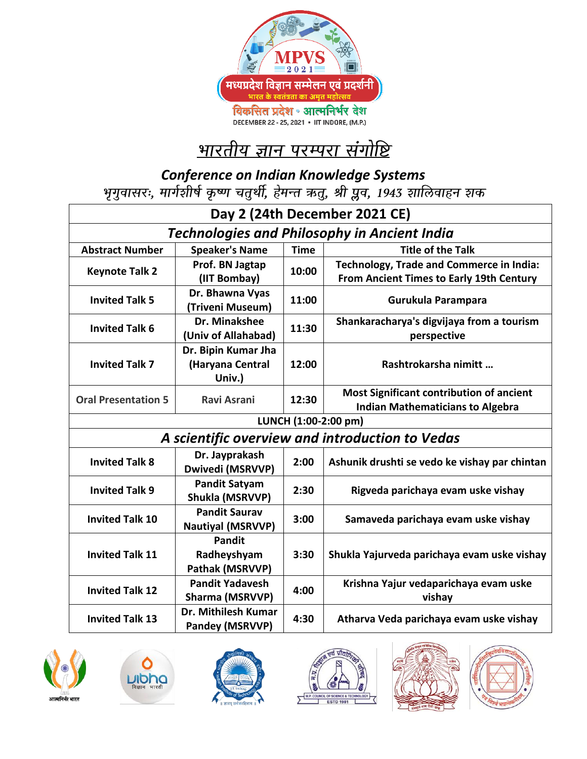MPVS 2021

मध्यप्रदेश विज्ञान सम्मेलन एवं प्रदर्शनी

भारत के स्वतंत्रता का अमृत महोत्सव

विकसित प्रदेश • आत्मनिर्भर देश

DECEMBER 22 - 25, 2021 • IIT INDORE, (M.P.)

# भारतीय ज्ञान परम्परा संगोष्ठि

## *Conference on Indian Knowledge Systems*

*भृगुवासरः, मार्गशीर्ष कृष्ण चतुर्थी, हेमन्त ऋतु, श्री प्लव, 1943 शालिवाहन शक*

| Day 2 (24th December 2021 CE) | | | |
|---|---|---|---|
| ***Technologies and Philosophy in Ancient India*** | | | |
| **Abstract Number** | **Speaker's Name** | **Time** | **Title of the Talk** |
| **Keynote Talk 2** | **Prof. BN Jagtap (IIT Bombay)** | **10:00** | **Technology, Trade and Commerce in India: From Ancient Times to Early 19th Century** |
| **Invited Talk 5** | **Dr. Bhawna Vyas (Triveni Museum)** | **11:00** | **Gurukula Parampara** |
| **Invited Talk 6** | **Dr. Minakshee (Univ of Allahabad)** | **11:30** | **Shankaracharya's digvijaya from a tourism perspective** |
| **Invited Talk 7** | **Dr. Bipin Kumar Jha (Haryana Central Univ.)** | **12:00** | **Rashtrokarsha nimitt …** |
| **Oral Presentation 5** | **Ravi Asrani** | **12:30** | **Most Significant contribution of ancient Indian Mathematicians to Algebra** |
| **LUNCH (1:00-2:00 pm)** | | | |
| ***A scientific overview and introduction to Vedas*** | | | |
| **Invited Talk 8** | **Dr. Jayprakash Dwivedi (MSRVVP)** | **2:00** | **Ashunik drushti se vedo ke vishay par chintan** |
| **Invited Talk 9** | **Pandit Satyam Shukla (MSRVVP)** | **2:30** | **Rigveda parichaya evam uske vishay** |
| **Invited Talk 10** | **Pandit Saurav Nautiyal (MSRVVP)** | **3:00** | **Samaveda parichaya evam uske vishay** |
| **Invited Talk 11** | **Pandit Radheyshyam Pathak (MSRVVP)** | **3:30** | **Shukla Yajurveda parichaya evam uske vishay** |
| **Invited Talk 12** | **Pandit Yadavesh Sharma (MSRVVP)** | **4:00** | **Krishna Yajur vedaparichaya evam uske vishay** |
| **Invited Talk 13** | **Dr. Mithilesh Kumar Pandey (MSRVVP)** | **4:30** | **Atharva Veda parichaya evam uske vishay** |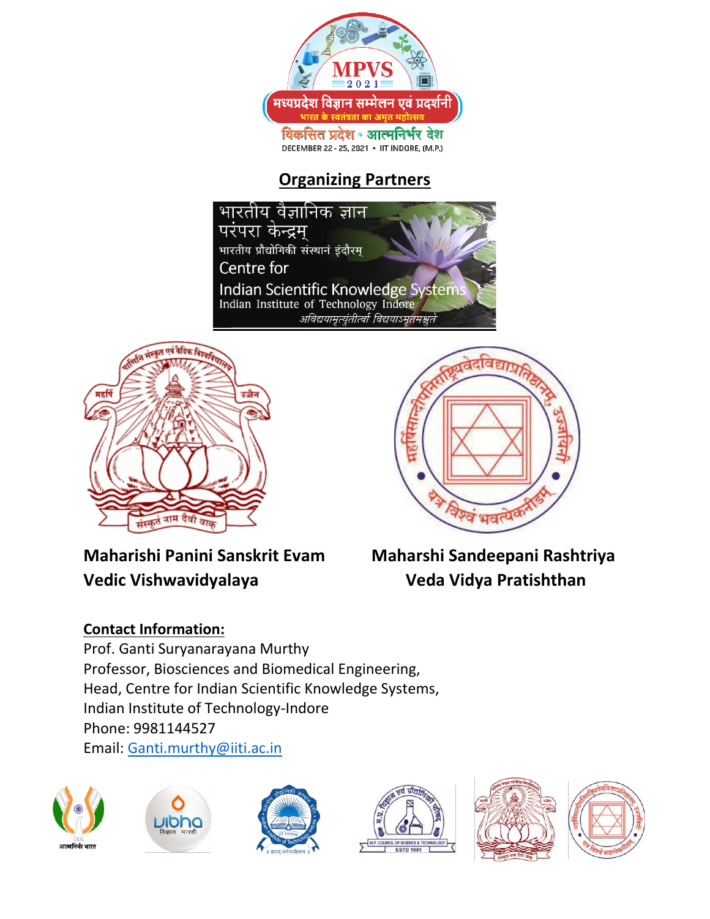MPVS 2021

मध्यप्रदेश विज्ञान सम्मेलन एवं प्रदर्शनी

भारत के स्वतंत्रता का अमृत महोत्सव

विकसित प्रदेश • आत्मनिर्भर देश

DECEMBER 22 - 25, 2021 • IIT INDORE, (M.P.)

## Organizing Partners

भारतीय वैज्ञानिक ज्ञान परंपरा केन्द्रम्

भारतीय प्रौद्योगिकी संस्थानं इंदौरम्

Centre for Indian Scientific Knowledge Systems

Indian Institute of Technology Indore

अविद्ययामृत्युंतीर्त्वा विद्ययाऽमृतमश्नुते

**Maharishi Panini Sanskrit Evam Vedic Vishwavidyalaya**

**Maharshi Sandeepani Rashtriya Veda Vidya Pratishthan**

**Contact Information:**

Prof. Ganti Suryanarayana Murthy

Professor, Biosciences and Biomedical Engineering,

Head, Centre for Indian Scientific Knowledge Systems,

Indian Institute of Technology-Indore

Phone: 9981144527

Email: Ganti.murthy@iiti.ac.in